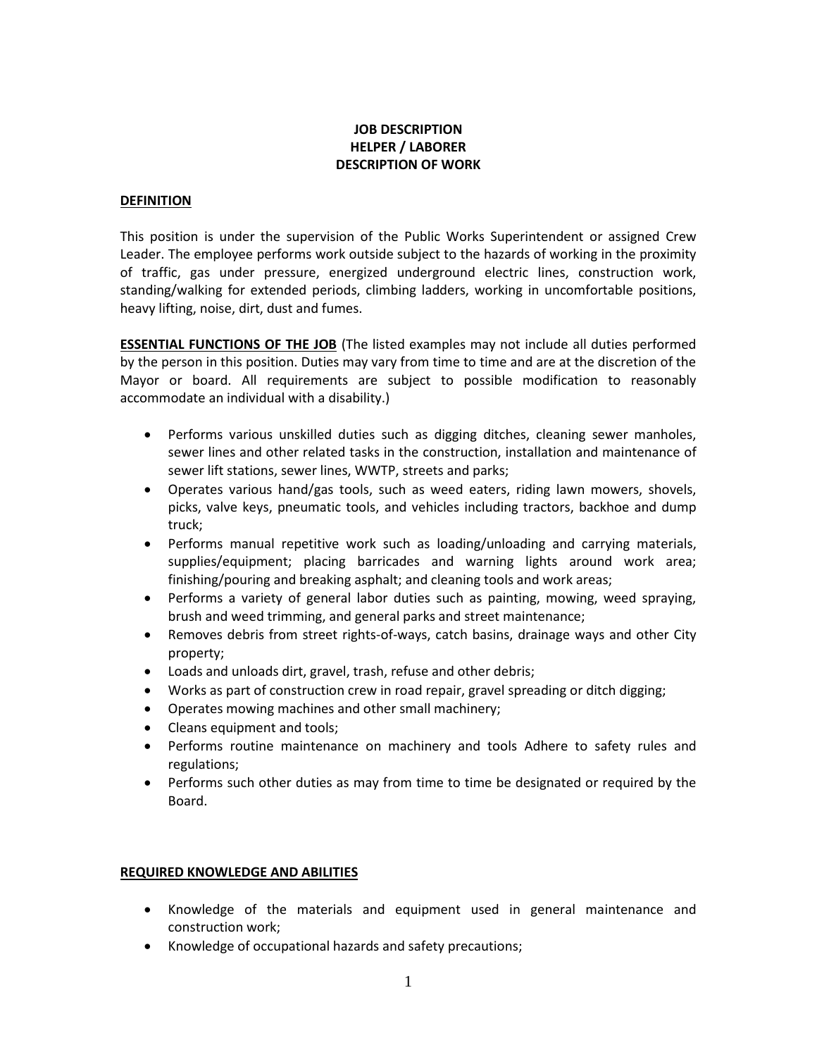# JOB DESCRIPTION
# HELPER / LABORER
# DESCRIPTION OF WORK

## DEFINITION

This position is under the supervision of the Public Works Superintendent or assigned Crew Leader. The employee performs work outside subject to the hazards of working in the proximity of traffic, gas under pressure, energized underground electric lines, construction work, standing/walking for extended periods, climbing ladders, working in uncomfortable positions, heavy lifting, noise, dirt, dust and fumes.

**ESSENTIAL FUNCTIONS OF THE JOB** (The listed examples may not include all duties performed by the person in this position. Duties may vary from time to time and are at the discretion of the Mayor or board. All requirements are subject to possible modification to reasonably accommodate an individual with a disability.)

- Performs various unskilled duties such as digging ditches, cleaning sewer manholes, sewer lines and other related tasks in the construction, installation and maintenance of sewer lift stations, sewer lines, WWTP, streets and parks;
- Operates various hand/gas tools, such as weed eaters, riding lawn mowers, shovels, picks, valve keys, pneumatic tools, and vehicles including tractors, backhoe and dump truck;
- Performs manual repetitive work such as loading/unloading and carrying materials, supplies/equipment; placing barricades and warning lights around work area; finishing/pouring and breaking asphalt; and cleaning tools and work areas;
- Performs a variety of general labor duties such as painting, mowing, weed spraying, brush and weed trimming, and general parks and street maintenance;
- Removes debris from street rights-of-ways, catch basins, drainage ways and other City property;
- Loads and unloads dirt, gravel, trash, refuse and other debris;
- Works as part of construction crew in road repair, gravel spreading or ditch digging;
- Operates mowing machines and other small machinery;
- Cleans equipment and tools;
- Performs routine maintenance on machinery and tools Adhere to safety rules and regulations;
- Performs such other duties as may from time to time be designated or required by the Board.

## REQUIRED KNOWLEDGE AND ABILITIES

- Knowledge of the materials and equipment used in general maintenance and construction work;
- Knowledge of occupational hazards and safety precautions;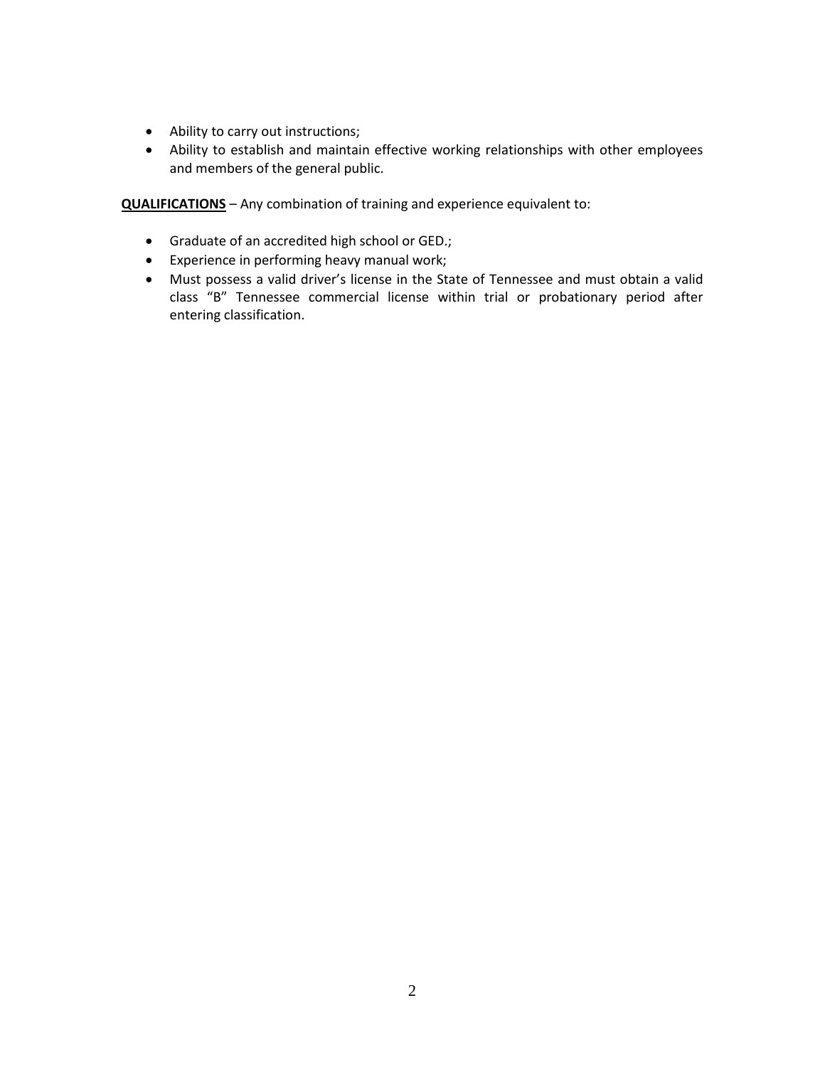- Ability to carry out instructions;
- Ability to establish and maintain effective working relationships with other employees and members of the general public.

**QUALIFICATIONS** – Any combination of training and experience equivalent to:

- Graduate of an accredited high school or GED.;
- Experience in performing heavy manual work;
- Must possess a valid driver's license in the State of Tennessee and must obtain a valid class "B" Tennessee commercial license within trial or probationary period after entering classification.